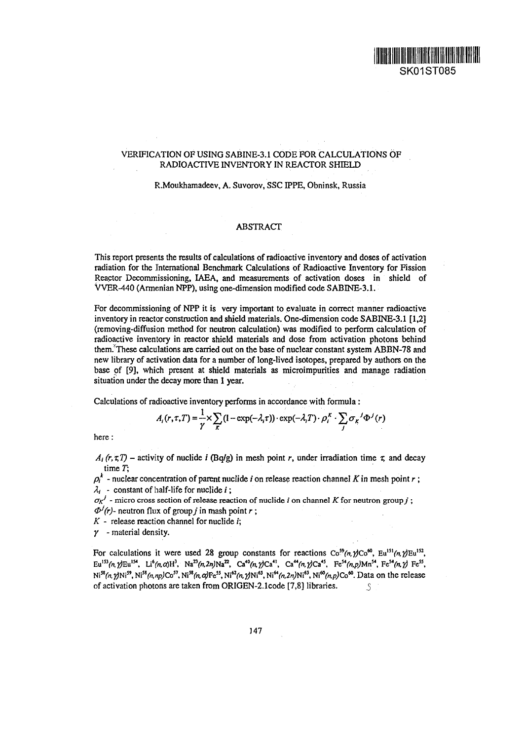SK01ST085

# VERIFICATION OF USING SABINE-3.1 CODE FOR CALCULATIONS OF RADIOACTIVE INVENTORY IN REACTOR SHIELD

R.Moukhamadeev, A. Suvorov, SSC IPPE, Obninsk, Russia

## ABSTRACT

This report presents the results of calculations of radioactive inventory and doses of activation radiation for the International Benchmark Calculations of Radioactive Inventory for Fission Reactor Decommissioning, IAEA, and measurements of activation doses in shield of VVER-440 (Armenian NPP), using one-dimension modified code SABINE-3.1.

For decommissioning of NPP it is very important to evaluate in correct manner radioactive inventory in reactor construction and shield materials. One-dimension code SABINE-3.1 [1,2] (removing-diffusion method for neutron calculation) was modified to perform calculation of radioactive inventory in reactor shield materials and dose from activation photons behind them. These calculations are carried out on the base of nuclear constant system ABBN-78 and new library of activation data for a number of long-lived isotopes, prepared by authors on the base of [9], which present at shield materials as microimpurities and manage radiation situation under the decay more than 1 year.

Calculations of radioactive inventory performs in accordance with formula :

$$A_i(r,\tau,T) = \frac{1}{\gamma} \times \sum_K (1-\exp(-\lambda_i \tau)) \cdot \exp(-\lambda_i T) \cdot \rho_i^K \cdot \sum_j \sigma_K{}^j \Phi^j(r)$$

here :

$A_i(r,\tau,T)$ – activity of nuclide $i$ (Bq/g) in mesh point $r$, under irradiation time $\tau$, and decay time $T$;

$\rho_i^k$ - nuclear concentration of parent nuclide $i$ on release reaction channel $K$ in mesh point $r$ ;

$\lambda_i$ - constant of half-life for nuclide $i$ ;

$\sigma_K{}^j$ - micro cross section of release reaction of nuclide $i$ on channel $K$ for neutron group $j$ ;

$\Phi^j(r)$- neutron flux of group $j$ in mash point $r$ ;

$K$ - release reaction channel for nuclide $i$;

$\gamma$ - material density.

For calculations it were used 28 group constants for reactions $Co^{59}(n,\gamma)Co^{60}$, $Eu^{151}(n,\gamma)Eu^{152}$, $Eu^{153}(n,\gamma)Eu^{154}$, $Li^{6}(n,\alpha)H^{3}$, $Na^{23}(n,2n)Na^{22}$, $Ca^{40}(n,\gamma)Ca^{41}$, $Ca^{44}(n,\gamma)Ca^{45}$, $Fe^{54}(n,p)Mn^{54}$, $Fe^{54}(n,\gamma)Fe^{55}$, $Ni^{58}(n,\gamma)Ni^{59}$, $Ni^{58}(n,np)Co^{57}$, $Ni^{58}(n,\alpha)Fe^{55}$, $Ni^{62}(n,\gamma)Ni^{63}$, $Ni^{64}(n,2n)Ni^{63}$, $Ni^{60}(n,p)Co^{60}$. Data on the release of activation photons are taken from ORIGEN-2.1code [7,8] libraries.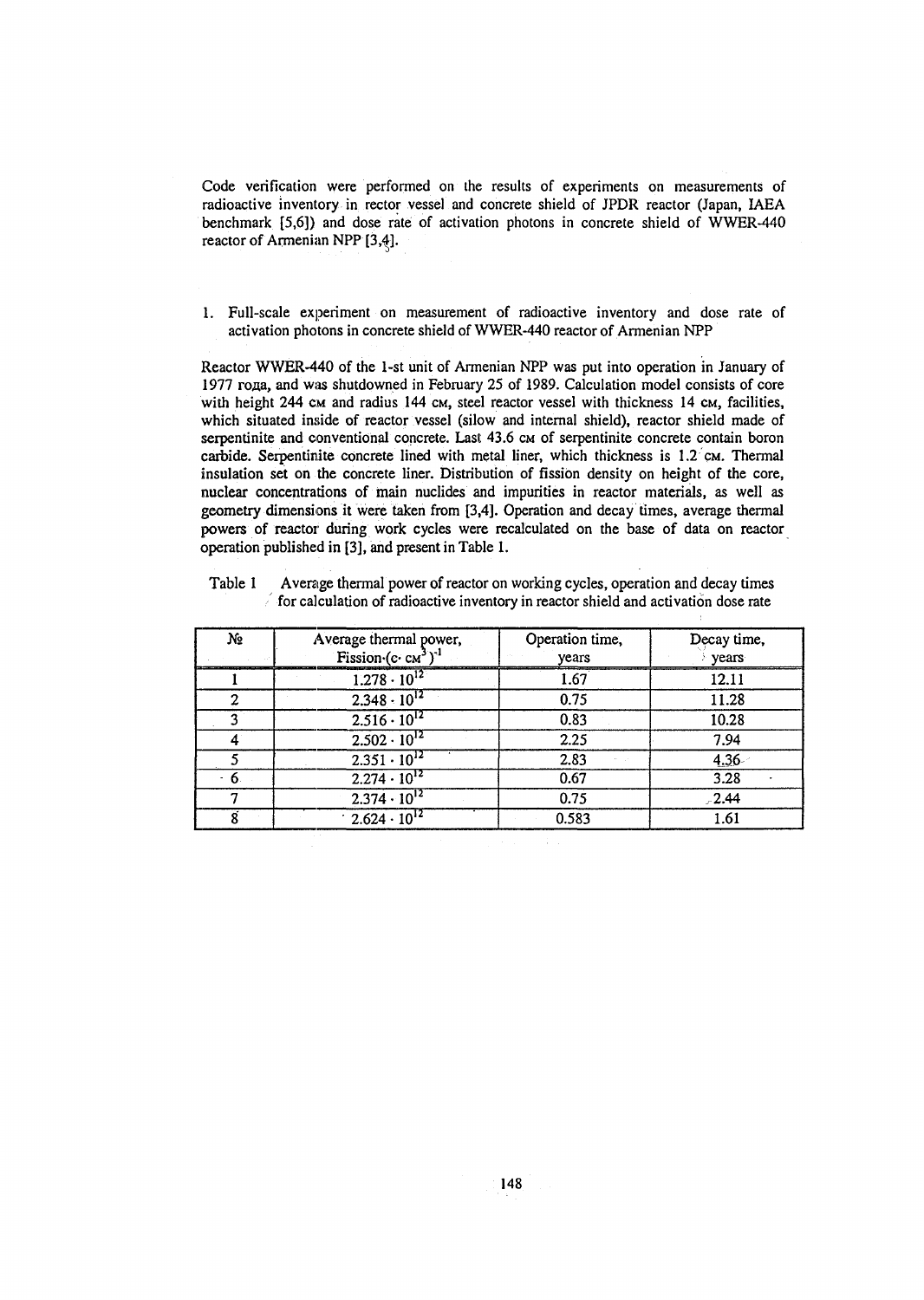Code verification were performed on the results of experiments on measurements of radioactive inventory in rector vessel and concrete shield of JPDR reactor (Japan, IAEA benchmark [5,6]) and dose rate of activation photons in concrete shield of WWER-440 reactor of Armenian NPP [3,4].

1. Full-scale experiment on measurement of radioactive inventory and dose rate of activation photons in concrete shield of WWER-440 reactor of Armenian NPP

Reactor WWER-440 of the 1-st unit of Armenian NPP was put into operation in January of 1977 года, and was shutdowned in February 25 of 1989. Calculation model consists of core with height 244 см and radius 144 см, steel reactor vessel with thickness 14 см, facilities, which situated inside of reactor vessel (silow and internal shield), reactor shield made of serpentinite and conventional concrete. Last 43.6 см of serpentinite concrete contain boron carbide. Serpentinite concrete lined with metal liner, which thickness is 1.2 см. Thermal insulation set on the concrete liner. Distribution of fission density on height of the core, nuclear concentrations of main nuclides and impurities in reactor materials, as well as geometry dimensions it were taken from [3,4]. Operation and decay times, average thermal powers of reactor during work cycles were recalculated on the base of data on reactor operation published in [3], and present in Table 1.

Table 1 Average thermal power of reactor on working cycles, operation and decay times for calculation of radioactive inventory in reactor shield and activation dose rate

| № | Average thermal power, Fission·(с· см$^3$)$^{-1}$ | Operation time, years | Decay time, years |
|---|---|---|---|
| 1 | $1.278 \cdot 10^{12}$ | 1.67 | 12.11 |
| 2 | $2.348 \cdot 10^{12}$ | 0.75 | 11.28 |
| 3 | $2.516 \cdot 10^{12}$ | 0.83 | 10.28 |
| 4 | $2.502 \cdot 10^{12}$ | 2.25 | 7.94 |
| 5 | $2.351 \cdot 10^{12}$ | 2.83 | 4.36 |
| 6 | $2.274 \cdot 10^{12}$ | 0.67 | 3.28 |
| 7 | $2.374 \cdot 10^{12}$ | 0.75 | 2.44 |
| 8 | $2.624 \cdot 10^{12}$ | 0.583 | 1.61 |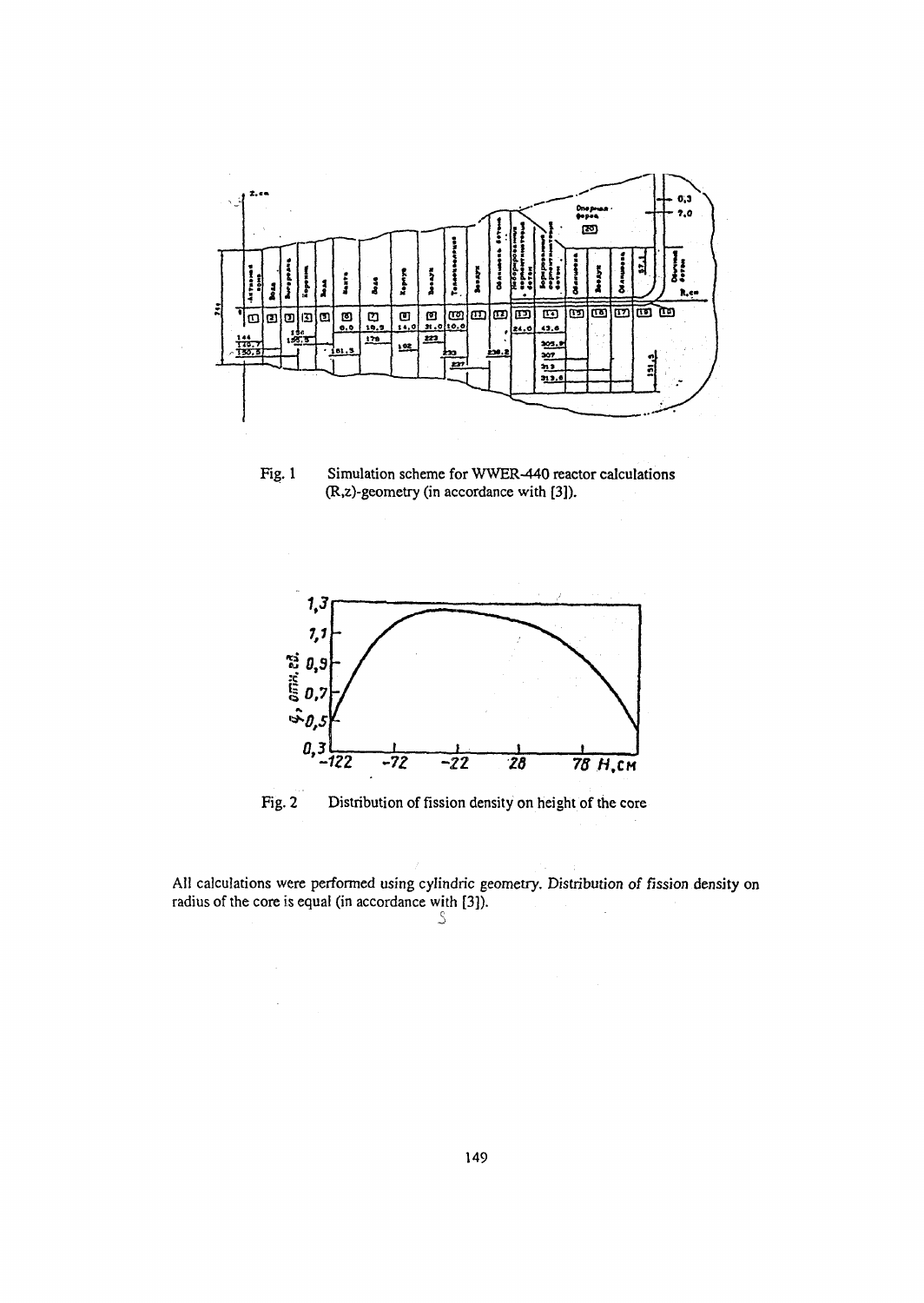Fig. 1 Simulation scheme for WWER-440 reactor calculations (R,z)-geometry (in accordance with [3]).

Fig. 2 Distribution of fission density on height of the core

All calculations were performed using cylindric geometry. Distribution of fission density on radius of the core is equal (in accordance with [3]).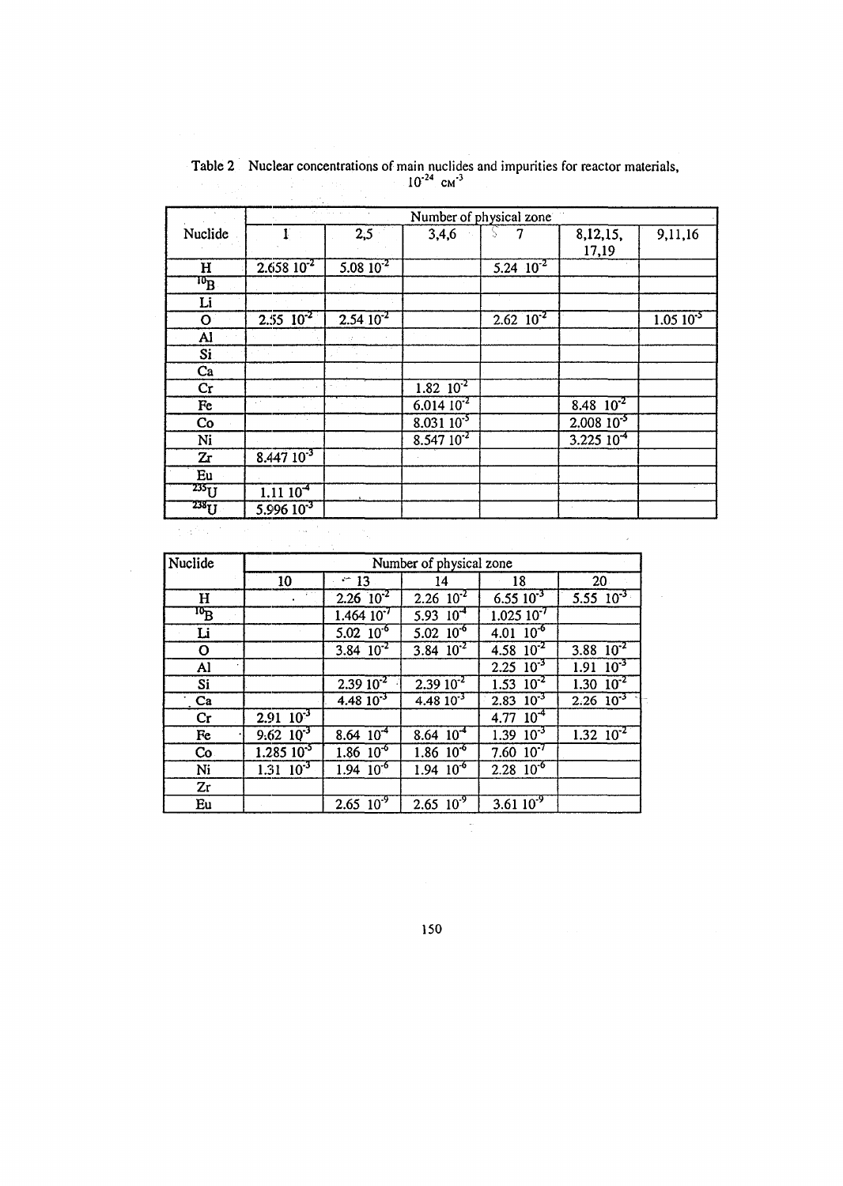Table 2 Nuclear concentrations of main nuclides and impurities for reactor materials, $10^{-24}$ $cm^{-3}$

| Nuclide | Number of physical zone | | | | | |
|---|---|---|---|---|---|---|
| | 1 | 2,5 | 3,4,6 | 7 | 8,12,15, 17,19 | 9,11,16 |
| H | $2.658\ 10^{-2}$ | $5.08\ 10^{-2}$ | | $5.24\ 10^{-2}$ | | |
| $^{10}B$ | | | | | | |
| Li | | | | | | |
| O | $2.55\ 10^{-2}$ | $2.54\ 10^{-2}$ | | $2.62\ 10^{-2}$ | | $1.05\ 10^{-5}$ |
| Al | | | | | | |
| Si | | | | | | |
| Ca | | | | | | |
| Cr | | | $1.82\ 10^{-2}$ | | | |
| Fe | | | $6.014\ 10^{-2}$ | | $8.48\ 10^{-2}$ | |
| Co | | | $8.031\ 10^{-5}$ | | $2.008\ 10^{-5}$ | |
| Ni | | | $8.547\ 10^{-2}$ | | $3.225\ 10^{-4}$ | |
| Zr | $8.447\ 10^{-3}$ | | | | | |
| Eu | | | | | | |
| $^{235}U$ | $1.11\ 10^{-4}$ | | | | | |
| $^{238}U$ | $5.996\ 10^{-3}$ | | | | | |

| Nuclide | Number of physical zone | | | | |
|---|---|---|---|---|---|
| | 10 | 13 | 14 | 18 | 20 |
| H | | $2.26\ 10^{-2}$ | $2.26\ 10^{-2}$ | $6.55\ 10^{-3}$ | $5.55\ 10^{-3}$ |
| $^{10}B$ | | $1.464\ 10^{-7}$ | $5.93\ 10^{-4}$ | $1.025\ 10^{-7}$ | |
| Li | | $5.02\ 10^{-6}$ | $5.02\ 10^{-6}$ | $4.01\ 10^{-6}$ | |
| O | | $3.84\ 10^{-2}$ | $3.84\ 10^{-2}$ | $4.58\ 10^{-2}$ | $3.88\ 10^{-2}$ |
| Al | | | | $2.25\ 10^{-3}$ | $1.91\ 10^{-3}$ |
| Si | | $2.39\ 10^{-2}$ | $2.39\ 10^{-2}$ | $1.53\ 10^{-2}$ | $1.30\ 10^{-2}$ |
| Ca | | $4.48\ 10^{-3}$ | $4.48\ 10^{-3}$ | $2.83\ 10^{-3}$ | $2.26\ 10^{-3}$ |
| Cr | $2.91\ 10^{-3}$ | | | $4.77\ 10^{-4}$ | |
| Fe | $9.62\ 10^{-3}$ | $8.64\ 10^{-4}$ | $8.64\ 10^{-4}$ | $1.39\ 10^{-3}$ | $1.32\ 10^{-2}$ |
| Co | $1.285\ 10^{-5}$ | $1.86\ 10^{-6}$ | $1.86\ 10^{-6}$ | $7.60\ 10^{-7}$ | |
| Ni | $1.31\ 10^{-3}$ | $1.94\ 10^{-6}$ | $1.94\ 10^{-6}$ | $2.28\ 10^{-6}$ | |
| Zr | | | | | |
| Eu | | $2.65\ 10^{-9}$ | $2.65\ 10^{-9}$ | $3.61\ 10^{-9}$ | |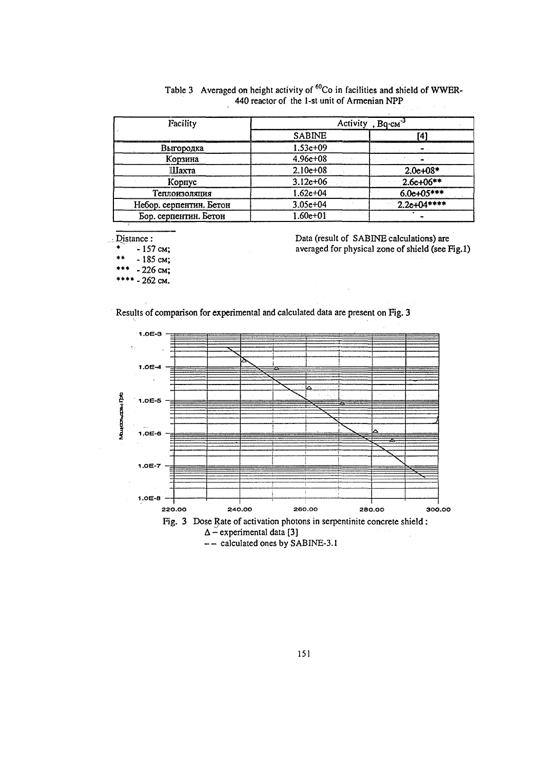Table 3 Averaged on height activity of $^{60}Co$ in facilities and shield of WWER-440 reactor of the 1-st unit of Armenian NPP

| Facility | Activity, $Bq \cdot cm^{-3}$ | |
|---|---|---|
| | SABINE | [4] |
| Выгородка | 1.53e+09 | - |
| Корзина | 4.96e+08 | - |
| Шахта | 2.10e+08 | 2.0e+08* |
| Корпус | 3.12e+06 | 2.6e+06** |
| Теплоизоляция | 1.62e+04 | 6.0e+05*** |
| Небор. серпентин. Бетон | 3.05e+04 | 2.2e+04**** |
| Бор. серпентин. Бетон | 1.60e+01 | - |

Distance:
- * - 157 см;
- ** - 185 см;
- *** - 226 см;
- **** - 262 см.

Data (result of SABINE calculations) are averaged for physical zone of shield (see Fig.1)

Results of comparison for experimental and calculated data are present on Fig. 3

Fig. 3 Dose Rate of activation photons in serpentinite concrete shield:
Δ – experimental data [3]
-- calculated ones by SABINE-3.1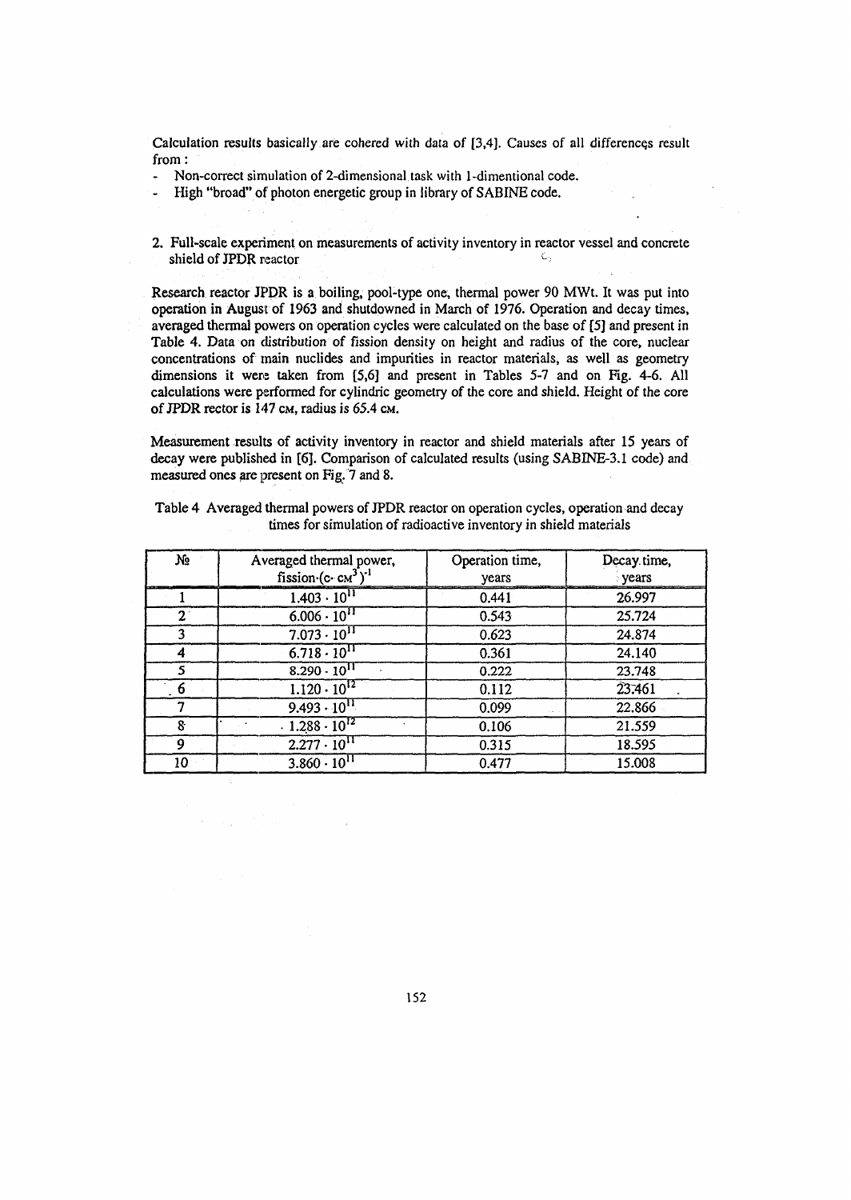Calculation results basically are cohered with data of [3,4]. Causes of all differences result from :

- Non-correct simulation of 2-dimensional task with 1-dimentional code.
- High "broad" of photon energetic group in library of SABINE code.

## 2. Full-scale experiment on measurements of activity inventory in reactor vessel and concrete shield of JPDR reactor

Research reactor JPDR is a boiling, pool-type one, thermal power 90 MWt. It was put into operation in August of 1963 and shutdowned in March of 1976. Operation and decay times, averaged thermal powers on operation cycles were calculated on the base of [5] and present in Table 4. Data on distribution of fission density on height and radius of the core, nuclear concentrations of main nuclides and impurities in reactor materials, as well as geometry dimensions it were taken from [5,6] and present in Tables 5-7 and on Fig. 4-6. All calculations were performed for cylindric geometry of the core and shield. Height of the core of JPDR rector is 147 см, radius is 65.4 см.

Measurement results of activity inventory in reactor and shield materials after 15 years of decay were published in [6]. Comparison of calculated results (using SABINE-3.1 code) and measured ones are present on Fig. 7 and 8.

Table 4 Averaged thermal powers of JPDR reactor on operation cycles, operation and decay times for simulation of radioactive inventory in shield materials

| № | Averaged thermal power, fission·(c· см$^3$)$^{-1}$ | Operation time, years | Decay time, years |
|---|---|---|---|
| 1 | $1.403 \cdot 10^{11}$ | 0.441 | 26.997 |
| 2 | $6.006 \cdot 10^{11}$ | 0.543 | 25.724 |
| 3 | $7.073 \cdot 10^{11}$ | 0.623 | 24.874 |
| 4 | $6.718 \cdot 10^{11}$ | 0.361 | 24.140 |
| 5 | $8.290 \cdot 10^{11}$ | 0.222 | 23.748 |
| 6 | $1.120 \cdot 10^{12}$ | 0.112 | 23.461 |
| 7 | $9.493 \cdot 10^{11}$ | 0.099 | 22.866 |
| 8 | $1.288 \cdot 10^{12}$ | 0.106 | 21.559 |
| 9 | $2.277 \cdot 10^{11}$ | 0.315 | 18.595 |
| 10 | $3.860 \cdot 10^{11}$ | 0.477 | 15.008 |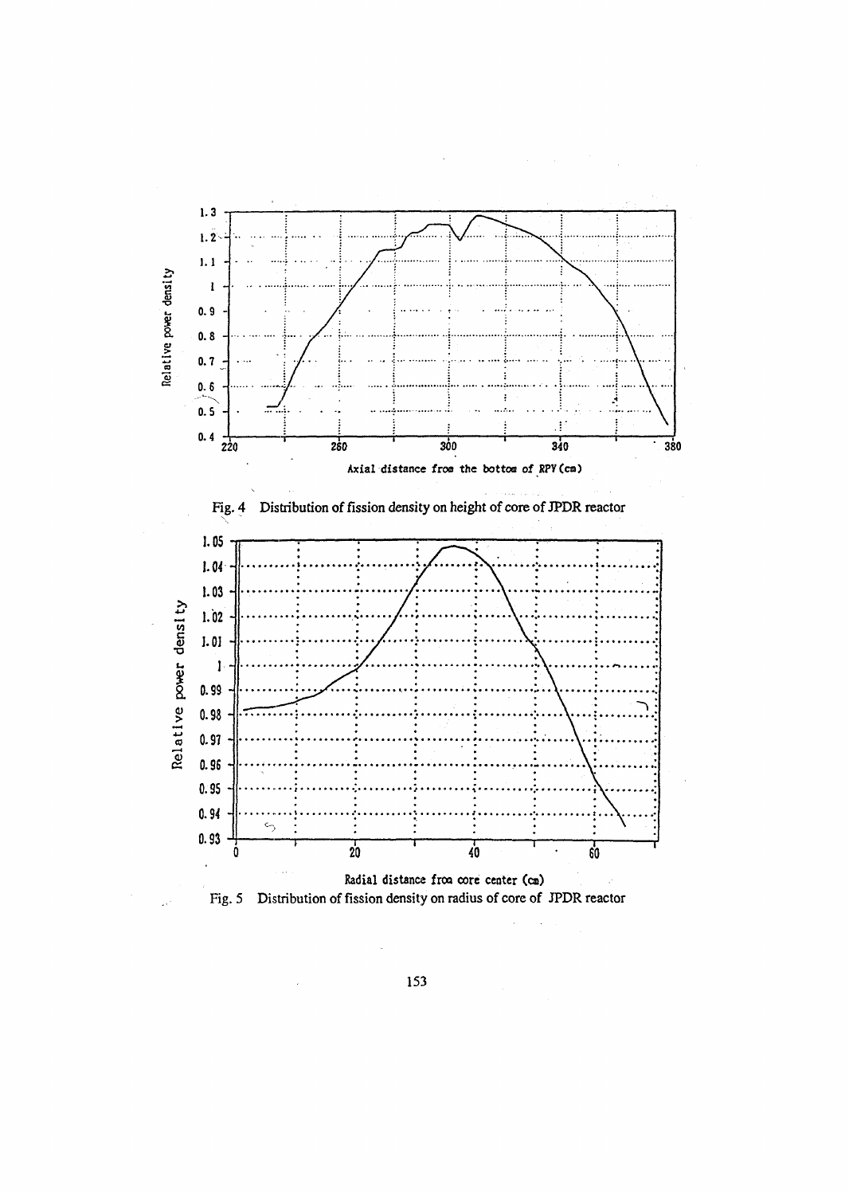Fig. 4 Distribution of fission density on height of core of JPDR reactor

Fig. 5 Distribution of fission density on radius of core of JPDR reactor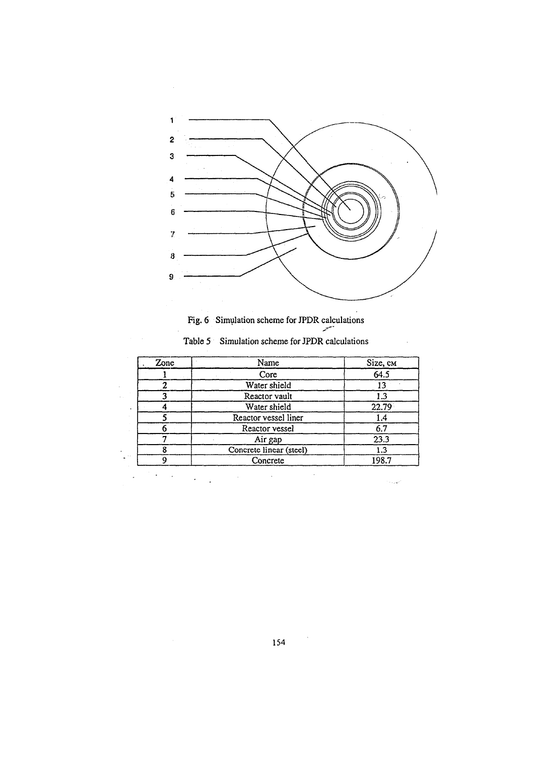Fig. 6 Simulation scheme for JPDR calculations

Table 5 Simulation scheme for JPDR calculations

| Zone | Name | Size, cм |
|---|---|---|
| 1 | Core | 64.5 |
| 2 | Water shield | 13 |
| 3 | Reactor vault | 1.3 |
| 4 | Water shield | 22.79 |
| 5 | Reactor vessel liner | 1.4 |
| 6 | Reactor vessel | 6.7 |
| 7 | Air gap | 23.3 |
| 8 | Concrete linear (steel) | 1.3 |
| 9 | Concrete | 198.7 |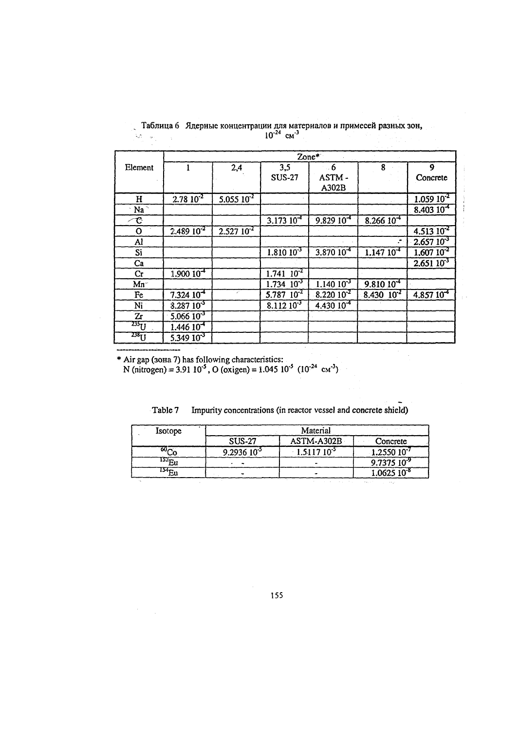Таблица 6 Ядерные концентрации для материалов и примесей разных зон, $10^{-24}$ см$^{-3}$

| Element | Zone* | | | | | |
|---|---|---|---|---|---|---|
| | 1 | 2,4 | 3,5 SUS-27 | 6 ASTM - A302B | 8 | 9 Concrete |
| H | $2.78\ 10^{-2}$ | $5.055\ 10^{-2}$ | | | | $1.059\ 10^{-2}$ |
| Na | | | | | | $8.403\ 10^{-4}$ |
| C | | | $3.173\ 10^{-4}$ | $9.829\ 10^{-4}$ | $8.266\ 10^{-4}$ | |
| O | $2.489\ 10^{-2}$ | $2.527\ 10^{-2}$ | | | | $4.513\ 10^{-2}$ |
| Al | | | | | | $2.657\ 10^{-3}$ |
| Si | | | $1.810\ 10^{-3}$ | $3.870\ 10^{-4}$ | $1.147\ 10^{-4}$ | $1.607\ 10^{-2}$ |
| Ca | | | | | | $2.651\ 10^{-3}$ |
| Cr | $1.900\ 10^{-4}$ | | $1.741\ 10^{-2}$ | | | |
| Mn | | | $1.734\ 10^{-3}$ | $1.140\ 10^{-3}$ | $9.810\ 10^{-4}$ | |
| Fe | $7.324\ 10^{-4}$ | | $5.787\ 10^{-2}$ | $8.220\ 10^{-2}$ | $8.430\ 10^{-2}$ | $4.857\ 10^{-4}$ |
| Ni | $8.287\ 10^{-5}$ | | $8.112\ 10^{-3}$ | $4.430\ 10^{-4}$ | | |
| Zr | $5.066\ 10^{-3}$ | | | | | |
| $^{235}U$ | $1.446\ 10^{-4}$ | | | | | |
| $^{238}U$ | $5.349\ 10^{-3}$ | | | | | |

\* Air gap (зона 7) has following characteristics:
N (nitrogen) = $3.91\ 10^{-5}$, O (oxigen) = $1.045\ 10^{-5}$ ($10^{-24}$ см$^{-3}$)

Table 7 Impurity concentrations (in reactor vessel and concrete shield)

| Isotope | Material | | |
|---|---|---|---|
| | SUS-27 | ASTM-A302B | Concrete |
| $^{60}Co$ | $9.2936\ 10^{-5}$ | $1.5117\ 10^{-5}$ | $1.2550\ 10^{-7}$ |
| $^{152}Eu$ | - | - | $9.7375\ 10^{-9}$ |
| $^{154}Eu$ | - | - | $1.0625\ 10^{-8}$ |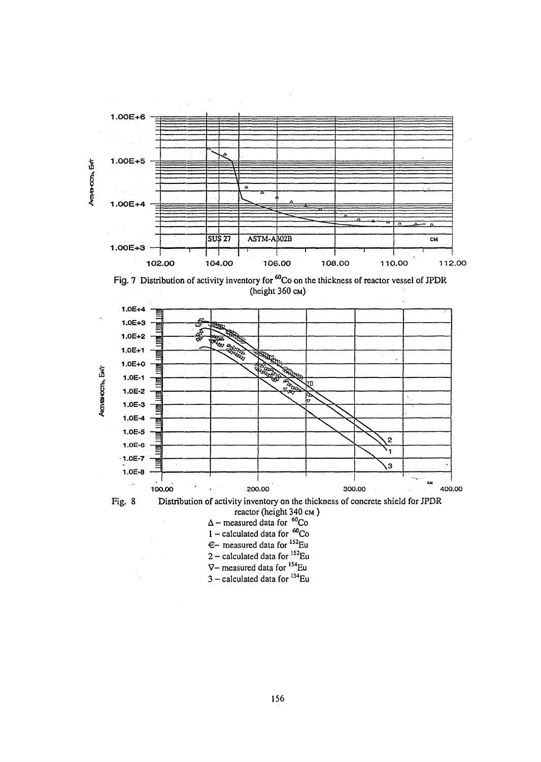Fig. 7 Distribution of activity inventory for $^{60}$Co on the thickness of reactor vessel of JPDR (height 360 см)

Fig. 8 Distribution of activity inventory on the thickness of concrete shield for JPDR reactor (height 340 см)

Δ – measured data for $^{60}$Co

1 – calculated data for $^{60}$Co

€– measured data for $^{152}$Eu

2 – calculated data for $^{152}$Eu

∇– measured data for $^{154}$Eu

3 – calculated data for $^{154}$Eu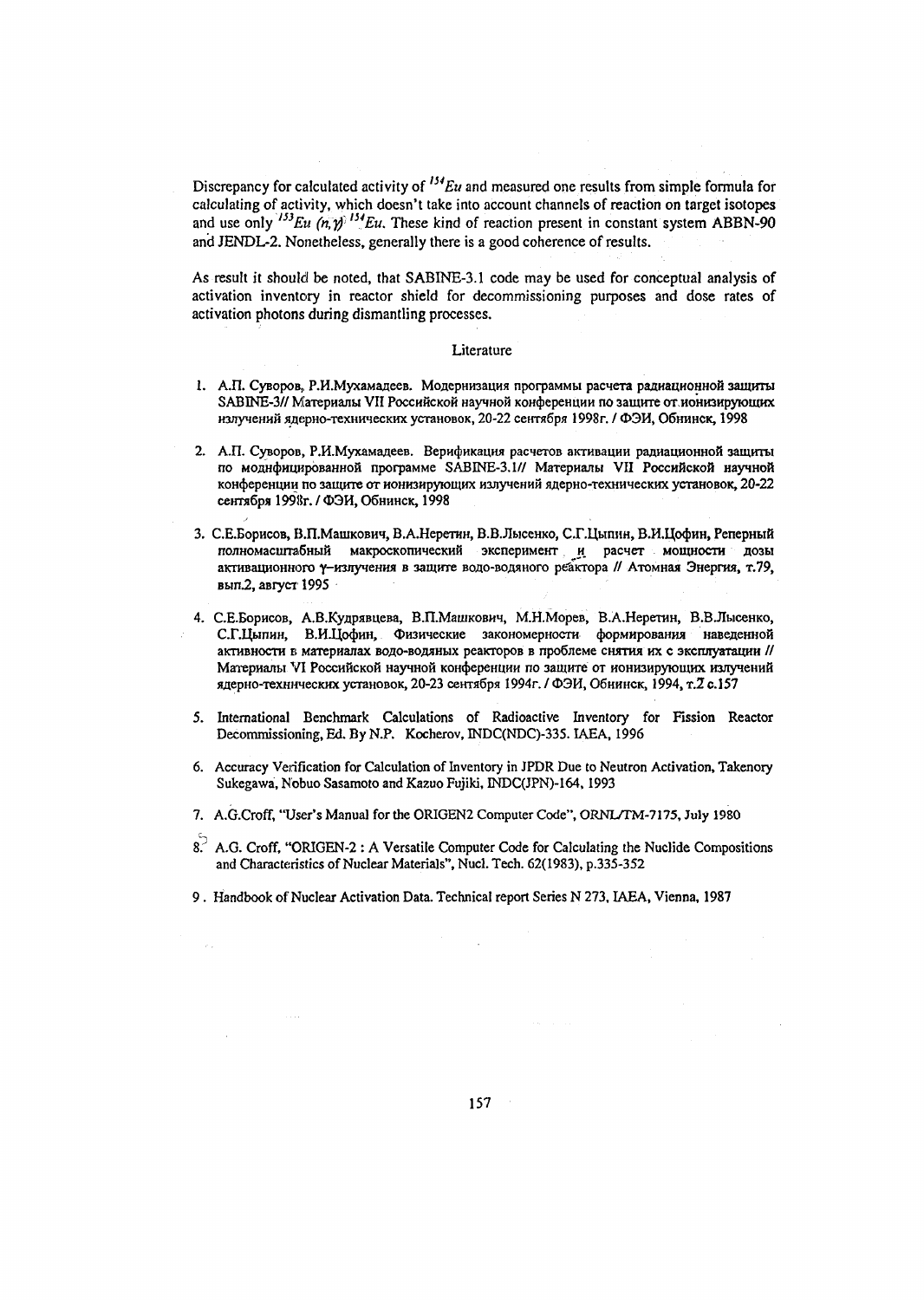Discrepancy for calculated activity of $^{154}Eu$ and measured one results from simple formula for calculating of activity, which doesn't take into account channels of reaction on target isotopes and use only $^{153}Eu$ $(n,\gamma)$ $^{154}Eu$. These kind of reaction present in constant system ABBN-90 and JENDL-2. Nonetheless, generally there is a good coherence of results.

As result it should be noted, that SABINE-3.1 code may be used for conceptual analysis of activation inventory in reactor shield for decommissioning purposes and dose rates of activation photons during dismantling processes.

## Literature

1. А.П. Суворов, Р.И.Мухамадеев. Модернизация программы расчета радиационной защиты SABINE-3// Материалы VII Российской научной конференции по защите от ионизирующих излучений ядерно-технических установок, 20-22 сентября 1998г. / ФЭИ, Обнинск, 1998

2. А.П. Суворов, Р.И.Мухамадеев. Верификация расчетов активации радиационной защиты по модифицированной программе SABINE-3.1// Материалы VII Российской научной конференции по защите от ионизирующих излучений ядерно-технических установок, 20-22 сентября 1998г. / ФЭИ, Обнинск, 1998

3. С.Е.Борисов, В.П.Машкович, В.А.Неретин, В.В.Лысенко, С.Г.Цыпин, В.И.Цофин, Реперный полномасштабный макроскопический эксперимент и расчет мощности дозы активационного γ-излучения в защите водо-водяного реактора // Атомная Энергия, т.79, вып.2, август 1995

4. С.Е.Борисов, А.В.Кудрявцева, В.П.Машкович, М.Н.Морев, В.А.Неретин, В.В.Лысенко, С.Г.Цыпин, В.И.Цофин, Физические закономерности формирования наведенной активности в материалах водо-водяных реакторов в проблеме снятия их с эксплуатации // Материалы VI Российской научной конференции по защите от ионизирующих излучений ядерно-технических установок, 20-23 сентября 1994г. / ФЭИ, Обнинск, 1994, т.2 с.157

5. International Benchmark Calculations of Radioactive Inventory for Fission Reactor Decommissioning, Ed. By N.P. Kocherov, INDC(NDC)-335. IAEA, 1996

6. Accuracy Verification for Calculation of Inventory in JPDR Due to Neutron Activation, Takenory Sukegawa, Nobuo Sasamoto and Kazuo Fujiki, INDC(JPN)-164, 1993

7. A.G.Croff, "User's Manual for the ORIGEN2 Computer Code", ORNL/TM-7175, July 1980

8. A.G. Croff, "ORIGEN-2 : A Versatile Computer Code for Calculating the Nuclide Compositions and Characteristics of Nuclear Materials", Nucl. Tech. 62(1983), p.335-352

9. Handbook of Nuclear Activation Data. Technical report Series N 273, IAEA, Vienna, 1987